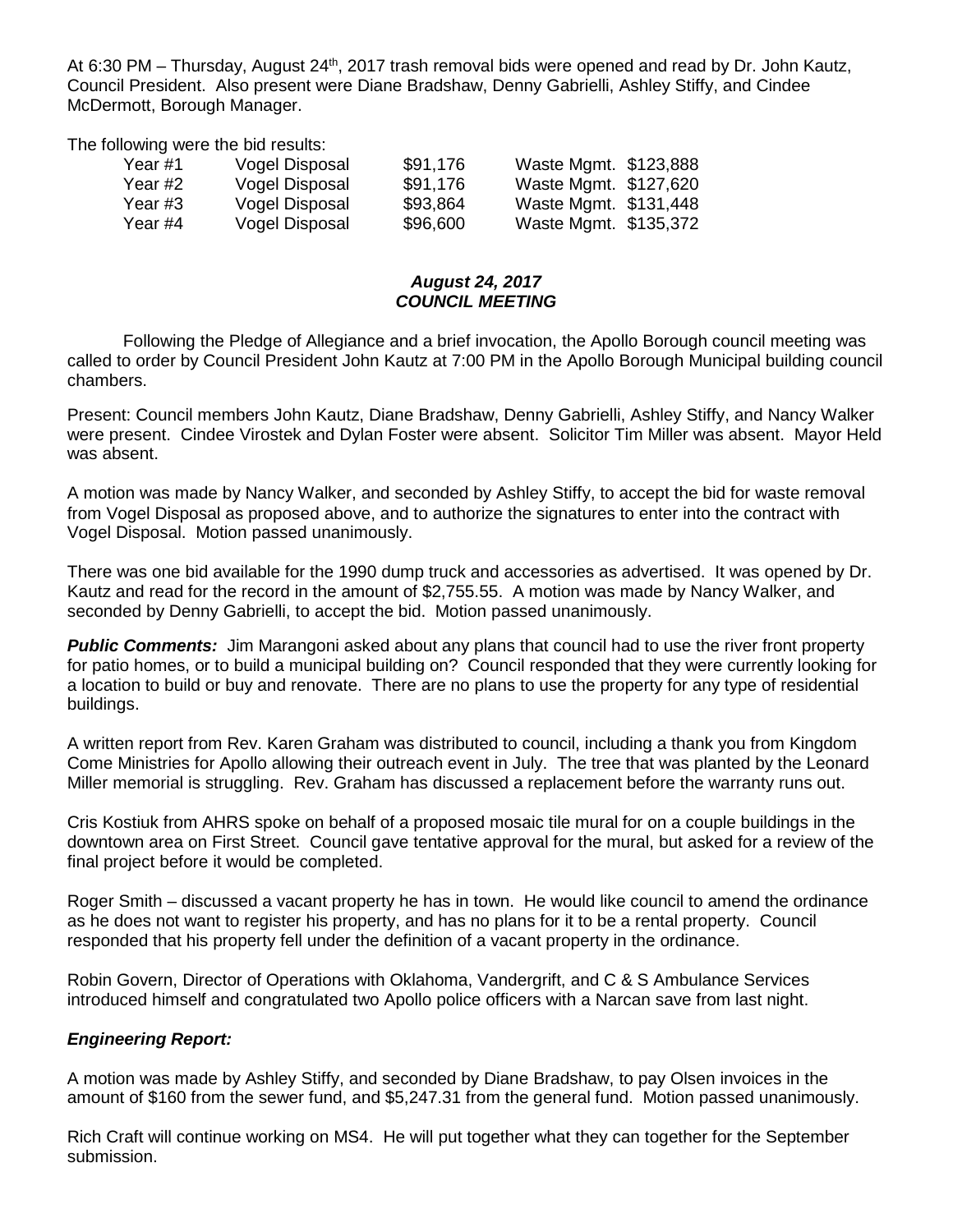At 6:30 PM – Thursday, August 24th, 2017 trash removal bids were opened and read by Dr. John Kautz, Council President. Also present were Diane Bradshaw, Denny Gabrielli, Ashley Stiffy, and Cindee McDermott, Borough Manager.

The following were the bid results:

| | | | | |
|---|---|---|---|---|
| Year #1 | Vogel Disposal | $91,176 | Waste Mgmt. | $123,888 |
| Year #2 | Vogel Disposal | $91,176 | Waste Mgmt. | $127,620 |
| Year #3 | Vogel Disposal | $93,864 | Waste Mgmt. | $131,448 |
| Year #4 | Vogel Disposal | $96,600 | Waste Mgmt. | $135,372 |

***August 24, 2017***
***COUNCIL MEETING***

Following the Pledge of Allegiance and a brief invocation, the Apollo Borough council meeting was called to order by Council President John Kautz at 7:00 PM in the Apollo Borough Municipal building council chambers.

Present: Council members John Kautz, Diane Bradshaw, Denny Gabrielli, Ashley Stiffy, and Nancy Walker were present. Cindee Virostek and Dylan Foster were absent. Solicitor Tim Miller was absent. Mayor Held was absent.

A motion was made by Nancy Walker, and seconded by Ashley Stiffy, to accept the bid for waste removal from Vogel Disposal as proposed above, and to authorize the signatures to enter into the contract with Vogel Disposal. Motion passed unanimously.

There was one bid available for the 1990 dump truck and accessories as advertised. It was opened by Dr. Kautz and read for the record in the amount of $2,755.55. A motion was made by Nancy Walker, and seconded by Denny Gabrielli, to accept the bid. Motion passed unanimously.

***Public Comments:*** Jim Marangoni asked about any plans that council had to use the river front property for patio homes, or to build a municipal building on? Council responded that they were currently looking for a location to build or buy and renovate. There are no plans to use the property for any type of residential buildings.

A written report from Rev. Karen Graham was distributed to council, including a thank you from Kingdom Come Ministries for Apollo allowing their outreach event in July. The tree that was planted by the Leonard Miller memorial is struggling. Rev. Graham has discussed a replacement before the warranty runs out.

Cris Kostiuk from AHRS spoke on behalf of a proposed mosaic tile mural for on a couple buildings in the downtown area on First Street. Council gave tentative approval for the mural, but asked for a review of the final project before it would be completed.

Roger Smith – discussed a vacant property he has in town. He would like council to amend the ordinance as he does not want to register his property, and has no plans for it to be a rental property. Council responded that his property fell under the definition of a vacant property in the ordinance.

Robin Govern, Director of Operations with Oklahoma, Vandergrift, and C & S Ambulance Services introduced himself and congratulated two Apollo police officers with a Narcan save from last night.

***Engineering Report:***

A motion was made by Ashley Stiffy, and seconded by Diane Bradshaw, to pay Olsen invoices in the amount of $160 from the sewer fund, and $5,247.31 from the general fund. Motion passed unanimously.

Rich Craft will continue working on MS4. He will put together what they can together for the September submission.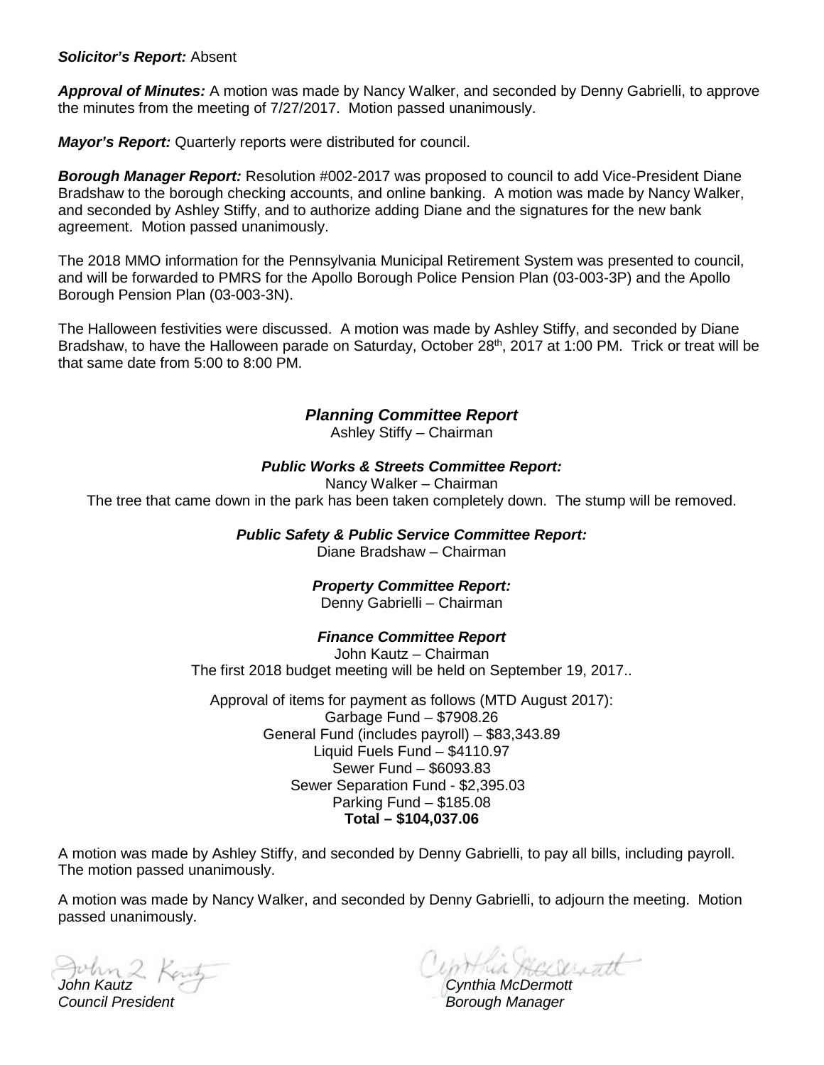***Solicitor's Report:*** Absent

***Approval of Minutes:*** A motion was made by Nancy Walker, and seconded by Denny Gabrielli, to approve the minutes from the meeting of 7/27/2017. Motion passed unanimously.

***Mayor's Report:*** Quarterly reports were distributed for council.

***Borough Manager Report:*** Resolution #002-2017 was proposed to council to add Vice-President Diane Bradshaw to the borough checking accounts, and online banking. A motion was made by Nancy Walker, and seconded by Ashley Stiffy, and to authorize adding Diane and the signatures for the new bank agreement. Motion passed unanimously.

The 2018 MMO information for the Pennsylvania Municipal Retirement System was presented to council, and will be forwarded to PMRS for the Apollo Borough Police Pension Plan (03-003-3P) and the Apollo Borough Pension Plan (03-003-3N).

The Halloween festivities were discussed. A motion was made by Ashley Stiffy, and seconded by Diane Bradshaw, to have the Halloween parade on Saturday, October 28th, 2017 at 1:00 PM. Trick or treat will be that same date from 5:00 to 8:00 PM.

### *Planning Committee Report*

Ashley Stiffy – Chairman

#### *Public Works & Streets Committee Report:*

Nancy Walker – Chairman

The tree that came down in the park has been taken completely down. The stump will be removed.

#### *Public Safety & Public Service Committee Report:*

Diane Bradshaw – Chairman

#### *Property Committee Report:*

Denny Gabrielli – Chairman

#### *Finance Committee Report*

John Kautz – Chairman

The first 2018 budget meeting will be held on September 19, 2017..

Approval of items for payment as follows (MTD August 2017):

Garbage Fund – $7908.26
General Fund (includes payroll) – $83,343.89
Liquid Fuels Fund – $4110.97
Sewer Fund – $6093.83
Sewer Separation Fund - $2,395.03
Parking Fund – $185.08
**Total – $104,037.06**

A motion was made by Ashley Stiffy, and seconded by Denny Gabrielli, to pay all bills, including payroll. The motion passed unanimously.

A motion was made by Nancy Walker, and seconded by Denny Gabrielli, to adjourn the meeting. Motion passed unanimously.

*John Kautz*
*Council President*

*Cynthia McDermott*
*Borough Manager*